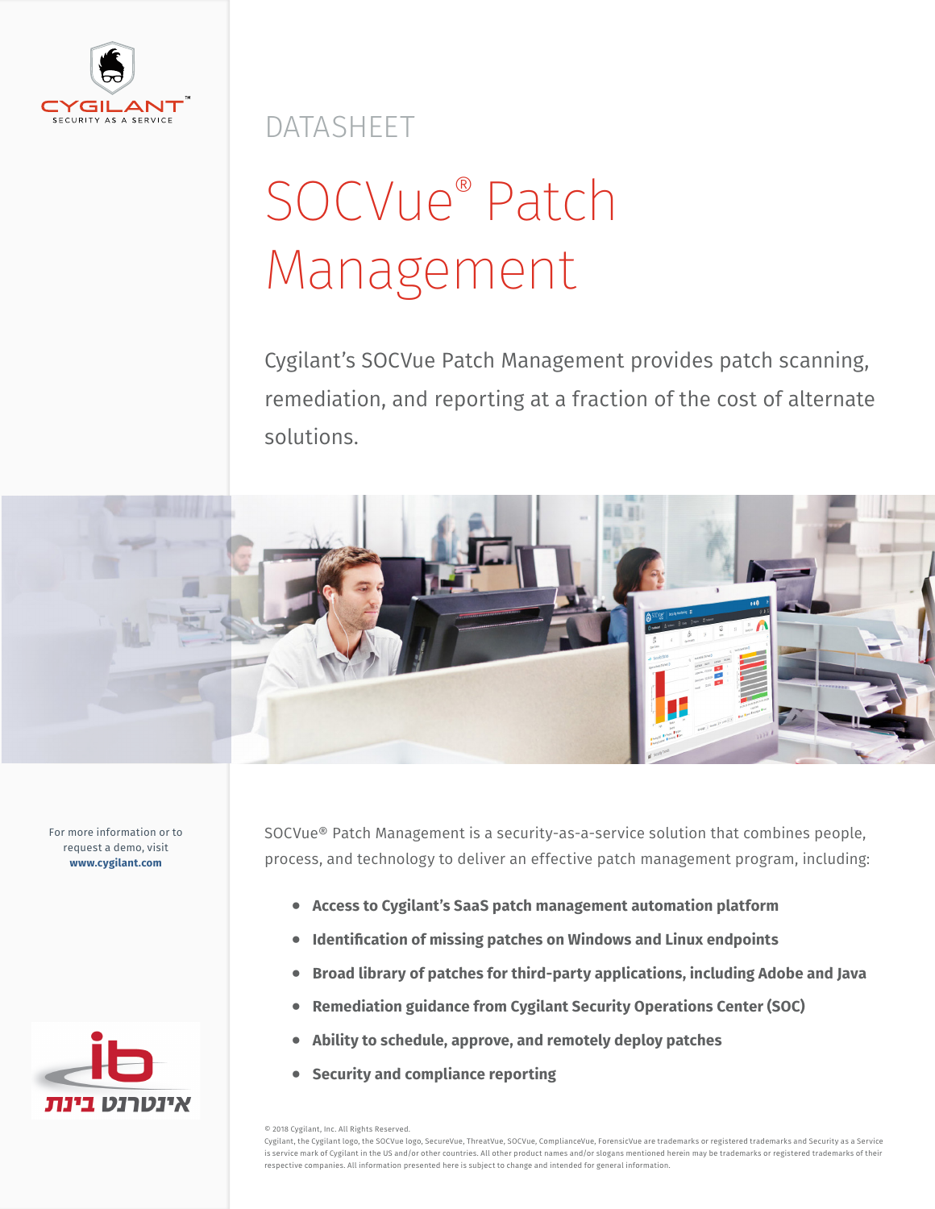CYGILANT™
SECURITY AS A SERVICE

DATASHEET

# SOCVue® Patch Management

Cygilant's SOCVue Patch Management provides patch scanning, remediation, and reporting at a fraction of the cost of alternate solutions.

For more information or to request a demo, visit **www.cygilant.com**

SOCVue® Patch Management is a security-as-a-service solution that combines people, process, and technology to deliver an effective patch management program, including:

- **Access to Cygilant's SaaS patch management automation platform**
- **Identification of missing patches on Windows and Linux endpoints**
- **Broad library of patches for third-party applications, including Adobe and Java**
- **Remediation guidance from Cygilant Security Operations Center (SOC)**
- **Ability to schedule, approve, and remotely deploy patches**
- **Security and compliance reporting**

ib
אינטרנט בינת

© 2018 Cygilant, Inc. All Rights Reserved.
Cygilant, the Cygilant logo, the SOCVue logo, SecureVue, ThreatVue, SOCVue, ComplianceVue, ForensicVue are trademarks or registered trademarks and Security as a Service is service mark of Cygilant in the US and/or other countries. All other product names and/or slogans mentioned herein may be trademarks or registered trademarks of their respective companies. All information presented here is subject to change and intended for general information.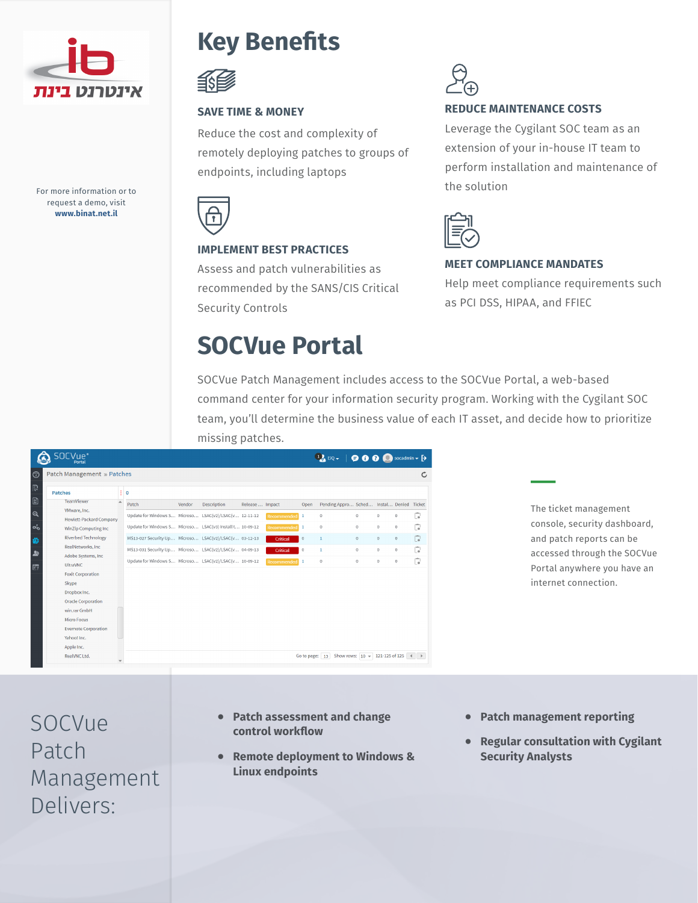איינטגרטור בינת

For more information or to request a demo, visit **www.binat.net.il**

# Key Benefits

### SAVE TIME & MONEY

Reduce the cost and complexity of remotely deploying patches to groups of endpoints, including laptops

### REDUCE MAINTENANCE COSTS

Leverage the Cygilant SOC team as an extension of your in-house IT team to perform installation and maintenance of the solution

### IMPLEMENT BEST PRACTICES

Assess and patch vulnerabilities as recommended by the SANS/CIS Critical Security Controls

### MEET COMPLIANCE MANDATES

Help meet compliance requirements such as PCI DSS, HIPAA, and FFIEC

# SOCVue Portal

SOCVue Patch Management includes access to the SOCVue Portal, a web-based command center for your information security program. Working with the Cygilant SOC team, you'll determine the business value of each IT asset, and decide how to prioritize missing patches.

The ticket management console, security dashboard, and patch reports can be accessed through the SOCVue Portal anywhere you have an internet connection.

## SOCVue Patch Management Delivers:

- **Patch assessment and change control workflow**
- **Remote deployment to Windows & Linux endpoints**
- **Patch management reporting**
- **Regular consultation with Cygilant Security Analysts**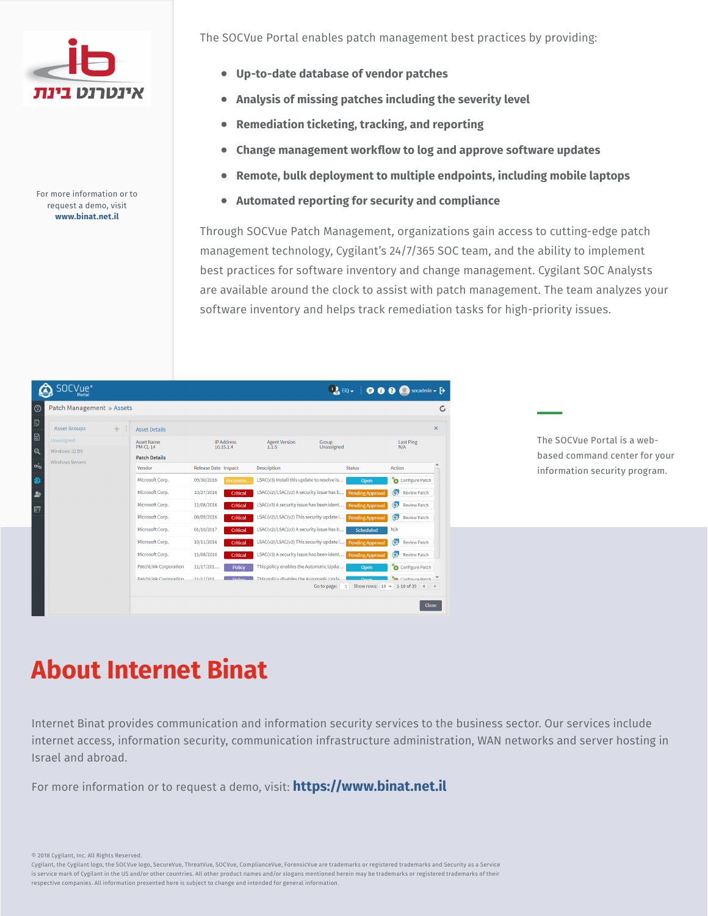For more information or to request a demo, visit **www.binat.net.il**

The SOCVue Portal enables patch management best practices by providing:

- **Up-to-date database of vendor patches**
- **Analysis of missing patches including the severity level**
- **Remediation ticketing, tracking, and reporting**
- **Change management workflow to log and approve software updates**
- **Remote, bulk deployment to multiple endpoints, including mobile laptops**
- **Automated reporting for security and compliance**

Through SOCVue Patch Management, organizations gain access to cutting-edge patch management technology, Cygilant's 24/7/365 SOC team, and the ability to implement best practices for software inventory and change management. Cygilant SOC Analysts are available around the clock to assist with patch management. The team analyzes your software inventory and helps track remediation tasks for high-priority issues.

The SOCVue Portal is a web-based command center for your information security program.

# About Internet Binat

Internet Binat provides communication and information security services to the business sector. Our services include internet access, information security, communication infrastructure administration, WAN networks and server hosting in Israel and abroad.

For more information or to request a demo, visit: **https://www.binat.net.il**

© 2018 Cygilant, Inc. All Rights Reserved.
Cygilant, the Cygilant logo, the SOCVue logo, SecureVue, ThreatVue, SOCVue, ComplianceVue, ForensicVue are trademarks or registered trademarks and Security as a Service is service mark of Cygilant in the US and/or other countries. All other product names and/or slogans mentioned herein may be trademarks or registered trademarks of their respective companies. All information presented here is subject to change and intended for general information.